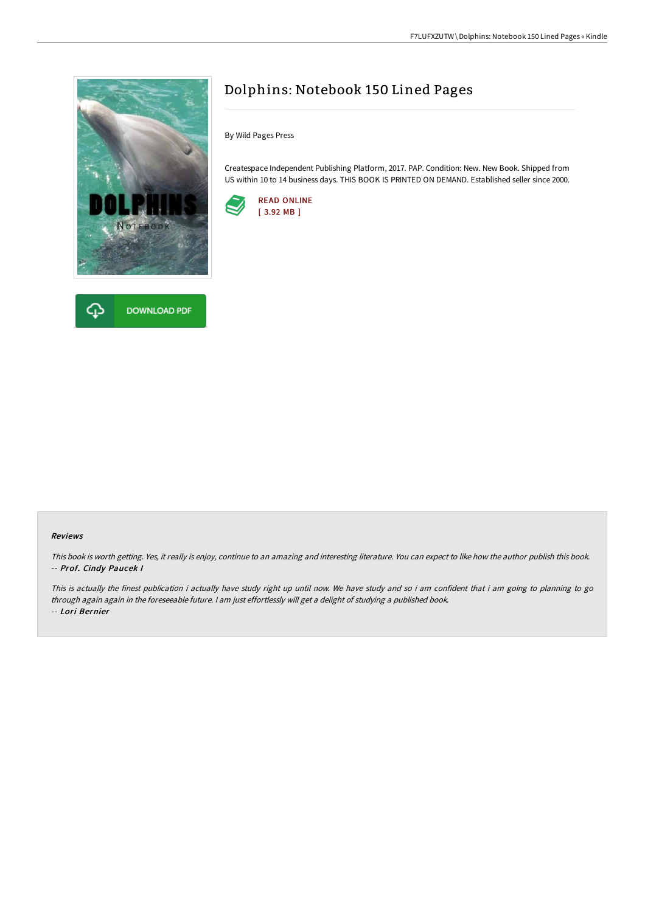# Dolphins: Notebook 150 Lined Pages

By Wild Pages Press

Createspace Independent Publishing Platform, 2017. PAP. Condition: New. New Book. Shipped from US within 10 to 14 business days. THIS BOOK IS PRINTED ON DEMAND. Established seller since 2000.

READ ONLINE
[ 3.92 MB ]

DOWNLOAD PDF

### Reviews

*This book is worth getting. Yes, it really is enjoy, continue to an amazing and interesting literature. You can expect to like how the author publish this book.*
*-- **Prof. Cindy Paucek I***

*This is actually the finest publication i actually have study right up until now. We have study and so i am confident that i am going to planning to go through again again in the foreseeable future. I am just effortlessly will get a delight of studying a published book.*
*-- **Lori Bernier***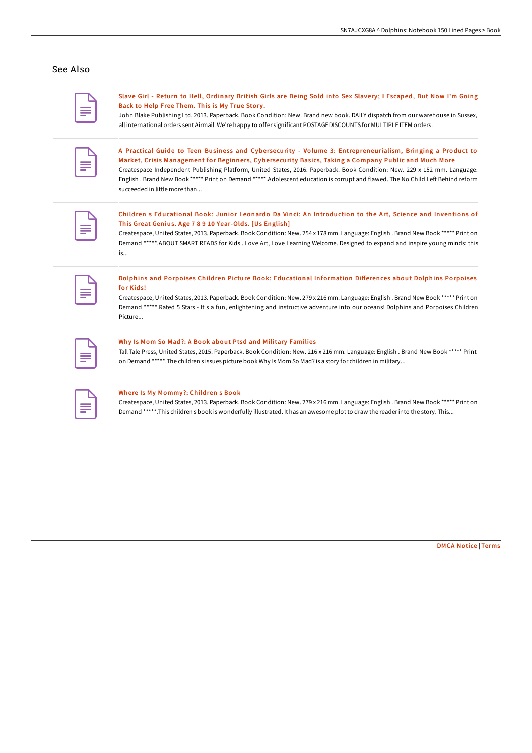## See Also

**Slave Girl - Return to Hell, Ordinary British Girls are Being Sold into Sex Slavery; I Escaped, But Now I'm Going Back to Help Free Them. This is My True Story.**

John Blake Publishing Ltd, 2013. Paperback. Book Condition: New. Brand new book. DAILY dispatch from our warehouse in Sussex, all international orders sent Airmail. We're happy to offer significant POSTAGE DISCOUNTS for MULTIPLE ITEM orders.

**A Practical Guide to Teen Business and Cybersecurity - Volume 3: Entrepreneurialism, Bringing a Product to Market, Crisis Management for Beginners, Cybersecurity Basics, Taking a Company Public and Much More**

Createspace Independent Publishing Platform, United States, 2016. Paperback. Book Condition: New. 229 x 152 mm. Language: English . Brand New Book ***** Print on Demand *****.Adolescent education is corrupt and flawed. The No Child Left Behind reform succeeded in little more than...

**Children s Educational Book: Junior Leonardo Da Vinci: An Introduction to the Art, Science and Inventions of This Great Genius. Age 7 8 9 10 Year-Olds. [Us English]**

Createspace, United States, 2013. Paperback. Book Condition: New. 254 x 178 mm. Language: English . Brand New Book ***** Print on Demand *****.ABOUT SMART READS for Kids . Love Art, Love Learning Welcome. Designed to expand and inspire young minds; this is...

**Dolphins and Porpoises Children Picture Book: Educational Information Differences about Dolphins Porpoises for Kids!**

Createspace, United States, 2013. Paperback. Book Condition: New. 279 x 216 mm. Language: English . Brand New Book ***** Print on Demand *****.Rated 5 Stars - It s a fun, enlightening and instructive adventure into our oceans! Dolphins and Porpoises Children Picture...

**Why Is Mom So Mad?: A Book about Ptsd and Military Families**

Tall Tale Press, United States, 2015. Paperback. Book Condition: New. 216 x 216 mm. Language: English . Brand New Book ***** Print on Demand *****.The children s issues picture book Why Is Mom So Mad? is a story for children in military...

**Where Is My Mommy?: Children s Book**

Createspace, United States, 2013. Paperback. Book Condition: New. 279 x 216 mm. Language: English . Brand New Book ***** Print on Demand *****.This children s book is wonderfully illustrated. It has an awesome plot to draw the reader into the story. This...